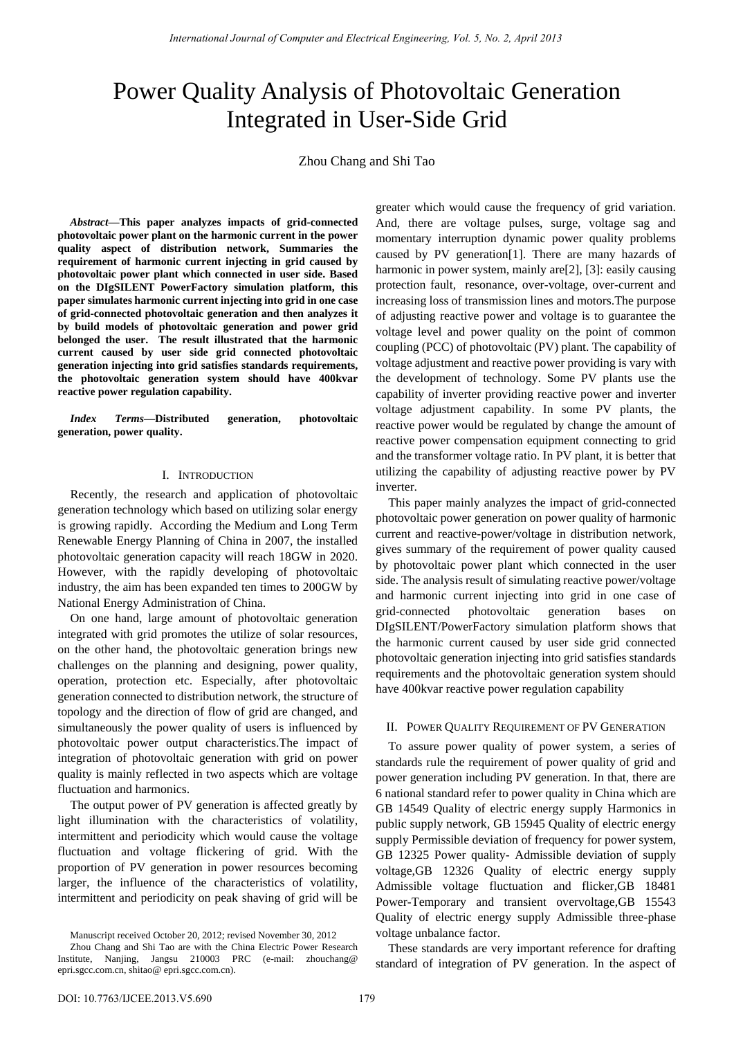# Power Quality Analysis of Photovoltaic Generation Integrated in User-Side Grid

Zhou Chang and Shi Tao

***Abstract*—This paper analyzes impacts of grid-connected photovoltaic power plant on the harmonic current in the power quality aspect of distribution network, Summaries the requirement of harmonic current injecting in grid caused by photovoltaic power plant which connected in user side. Based on the DIgSILENT PowerFactory simulation platform, this paper simulates harmonic current injecting into grid in one case of grid-connected photovoltaic generation and then analyzes it by build models of photovoltaic generation and power grid belonged the user. The result illustrated that the harmonic current caused by user side grid connected photovoltaic generation injecting into grid satisfies standards requirements, the photovoltaic generation system should have 400kvar reactive power regulation capability.**

***Index Terms*—Distributed generation, photovoltaic generation, power quality.**

## I. Introduction

Recently, the research and application of photovoltaic generation technology which based on utilizing solar energy is growing rapidly. According the Medium and Long Term Renewable Energy Planning of China in 2007, the installed photovoltaic generation capacity will reach 18GW in 2020. However, with the rapidly developing of photovoltaic industry, the aim has been expanded ten times to 200GW by National Energy Administration of China.

On one hand, large amount of photovoltaic generation integrated with grid promotes the utilize of solar resources, on the other hand, the photovoltaic generation brings new challenges on the planning and designing, power quality, operation, protection etc. Especially, after photovoltaic generation connected to distribution network, the structure of topology and the direction of flow of grid are changed, and simultaneously the power quality of users is influenced by photovoltaic power output characteristics.The impact of integration of photovoltaic generation with grid on power quality is mainly reflected in two aspects which are voltage fluctuation and harmonics.

The output power of PV generation is affected greatly by light illumination with the characteristics of volatility, intermittent and periodicity which would cause the voltage fluctuation and voltage flickering of grid. With the proportion of PV generation in power resources becoming larger, the influence of the characteristics of volatility, intermittent and periodicity on peak shaving of grid will be greater which would cause the frequency of grid variation. And, there are voltage pulses, surge, voltage sag and momentary interruption dynamic power quality problems caused by PV generation[1]. There are many hazards of harmonic in power system, mainly are[2], [3]: easily causing protection fault, resonance, over-voltage, over-current and increasing loss of transmission lines and motors.The purpose of adjusting reactive power and voltage is to guarantee the voltage level and power quality on the point of common coupling (PCC) of photovoltaic (PV) plant. The capability of voltage adjustment and reactive power providing is vary with the development of technology. Some PV plants use the capability of inverter providing reactive power and inverter voltage adjustment capability. In some PV plants, the reactive power would be regulated by change the amount of reactive power compensation equipment connecting to grid and the transformer voltage ratio. In PV plant, it is better that utilizing the capability of adjusting reactive power by PV inverter.

This paper mainly analyzes the impact of grid-connected photovoltaic power generation on power quality of harmonic current and reactive-power/voltage in distribution network, gives summary of the requirement of power quality caused by photovoltaic power plant which connected in the user side. The analysis result of simulating reactive power/voltage and harmonic current injecting into grid in one case of grid-connected photovoltaic generation bases on DIgSILENT/PowerFactory simulation platform shows that the harmonic current caused by user side grid connected photovoltaic generation injecting into grid satisfies standards requirements and the photovoltaic generation system should have 400kvar reactive power regulation capability

## II. Power Quality Requirement of PV Generation

To assure power quality of power system, a series of standards rule the requirement of power quality of grid and power generation including PV generation. In that, there are 6 national standard refer to power quality in China which are GB 14549 Quality of electric energy supply Harmonics in public supply network, GB 15945 Quality of electric energy supply Permissible deviation of frequency for power system, GB 12325 Power quality- Admissible deviation of supply voltage,GB 12326 Quality of electric energy supply Admissible voltage fluctuation and flicker,GB 18481 Power-Temporary and transient overvoltage,GB 15543 Quality of electric energy supply Admissible three-phase voltage unbalance factor.

These standards are very important reference for drafting standard of integration of PV generation. In the aspect of

Manuscript received October 20, 2012; revised November 30, 2012

Zhou Chang and Shi Tao are with the China Electric Power Research Institute, Nanjing, Jangsu 210003 PRC (e-mail: zhouchang@ epri.sgcc.com.cn, shitao@ epri.sgcc.com.cn).

DOI: 10.7763/IJCEE.2013.V5.690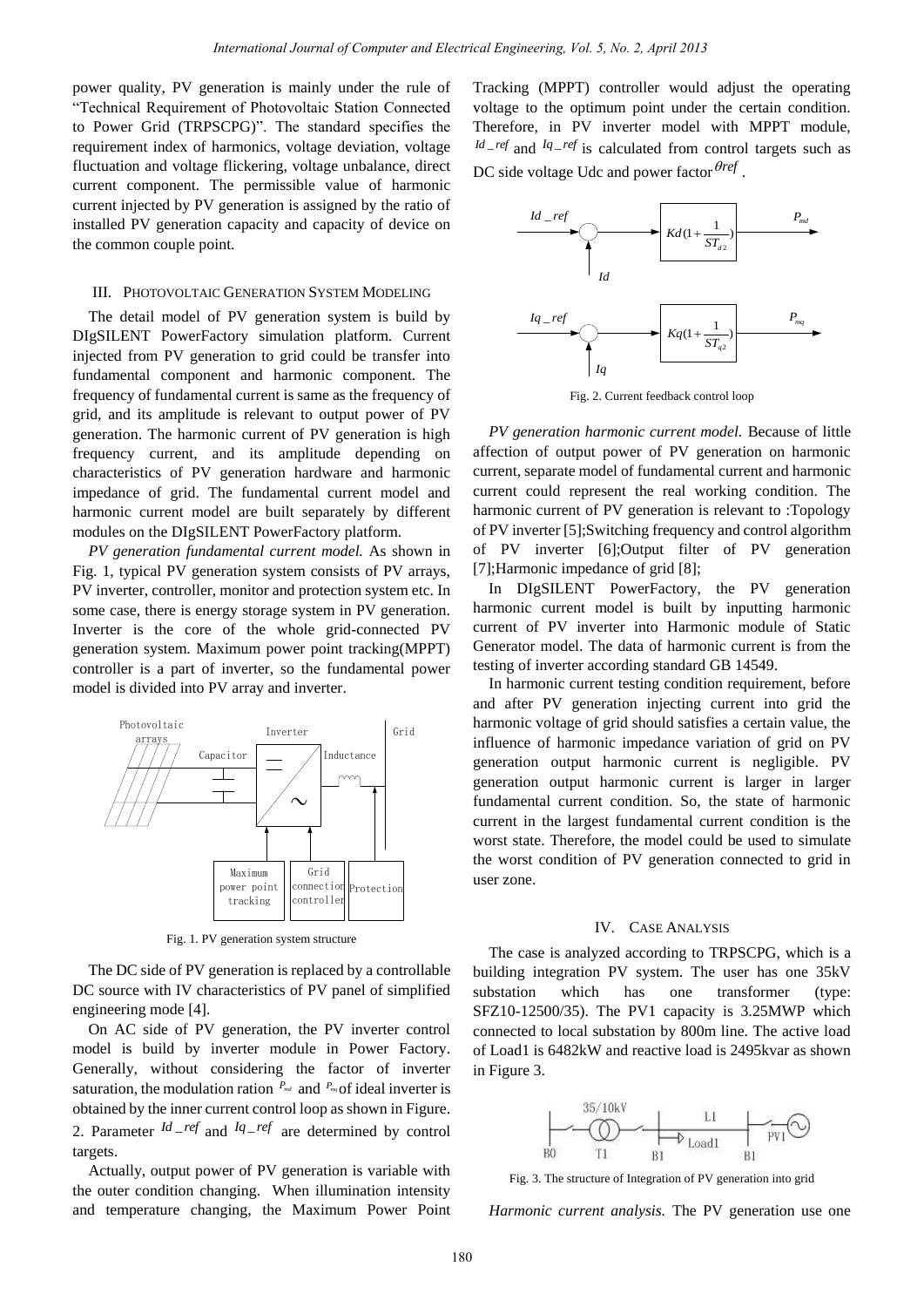power quality, PV generation is mainly under the rule of "Technical Requirement of Photovoltaic Station Connected to Power Grid (TRPSCPG)". The standard specifies the requirement index of harmonics, voltage deviation, voltage fluctuation and voltage flickering, voltage unbalance, direct current component. The permissible value of harmonic current injected by PV generation is assigned by the ratio of installed PV generation capacity and capacity of device on the common couple point.

## III. Photovoltaic Generation System Modeling

The detail model of PV generation system is build by DIgSILENT PowerFactory simulation platform. Current injected from PV generation to grid could be transfer into fundamental component and harmonic component. The frequency of fundamental current is same as the frequency of grid, and its amplitude is relevant to output power of PV generation. The harmonic current of PV generation is high frequency current, and its amplitude depending on characteristics of PV generation hardware and harmonic impedance of grid. The fundamental current model and harmonic current model are built separately by different modules on the DIgSILENT PowerFactory platform.

*PV generation fundamental current model.* As shown in Fig. 1, typical PV generation system consists of PV arrays, PV inverter, controller, monitor and protection system etc. In some case, there is energy storage system in PV generation. Inverter is the core of the whole grid-connected PV generation system. Maximum power point tracking(MPPT) controller is a part of inverter, so the fundamental power model is divided into PV array and inverter.

Fig. 1. PV generation system structure

The DC side of PV generation is replaced by a controllable DC source with IV characteristics of PV panel of simplified engineering mode [4].

On AC side of PV generation, the PV inverter control model is build by inverter module in Power Factory. Generally, without considering the factor of inverter saturation, the modulation ration $P_{md}$ and $P_{mq}$ of ideal inverter is obtained by the inner current control loop as shown in Figure. 2. Parameter $Id\_ref$ and $Iq\_ref$ are determined by control targets.

Actually, output power of PV generation is variable with the outer condition changing. When illumination intensity and temperature changing, the Maximum Power Point Tracking (MPPT) controller would adjust the operating voltage to the optimum point under the certain condition. Therefore, in PV inverter model with MPPT module, $Id\_ref$ and $Iq\_ref$ is calculated from control targets such as DC side voltage Udc and power factor $\theta ref$ .

Fig. 2. Current feedback control loop

*PV generation harmonic current model.* Because of little affection of output power of PV generation on harmonic current, separate model of fundamental current and harmonic current could represent the real working condition. The harmonic current of PV generation is relevant to :Topology of PV inverter [5];Switching frequency and control algorithm of PV inverter [6];Output filter of PV generation [7];Harmonic impedance of grid [8];

In DIgSILENT PowerFactory, the PV generation harmonic current model is built by inputting harmonic current of PV inverter into Harmonic module of Static Generator model. The data of harmonic current is from the testing of inverter according standard GB 14549.

In harmonic current testing condition requirement, before and after PV generation injecting current into grid the harmonic voltage of grid should satisfies a certain value, the influence of harmonic impedance variation of grid on PV generation output harmonic current is negligible. PV generation output harmonic current is larger in larger fundamental current condition. So, the state of harmonic current in the largest fundamental current condition is the worst state. Therefore, the model could be used to simulate the worst condition of PV generation connected to grid in user zone.

## IV. Case Analysis

The case is analyzed according to TRPSCPG, which is a building integration PV system. The user has one 35kV substation which has one transformer (type: SFZ10-12500/35). The PV1 capacity is 3.25MWP which connected to local substation by 800m line. The active load of Load1 is 6482kW and reactive load is 2495kvar as shown in Figure 3.

Fig. 3. The structure of Integration of PV generation into grid

*Harmonic current analysis.* The PV generation use one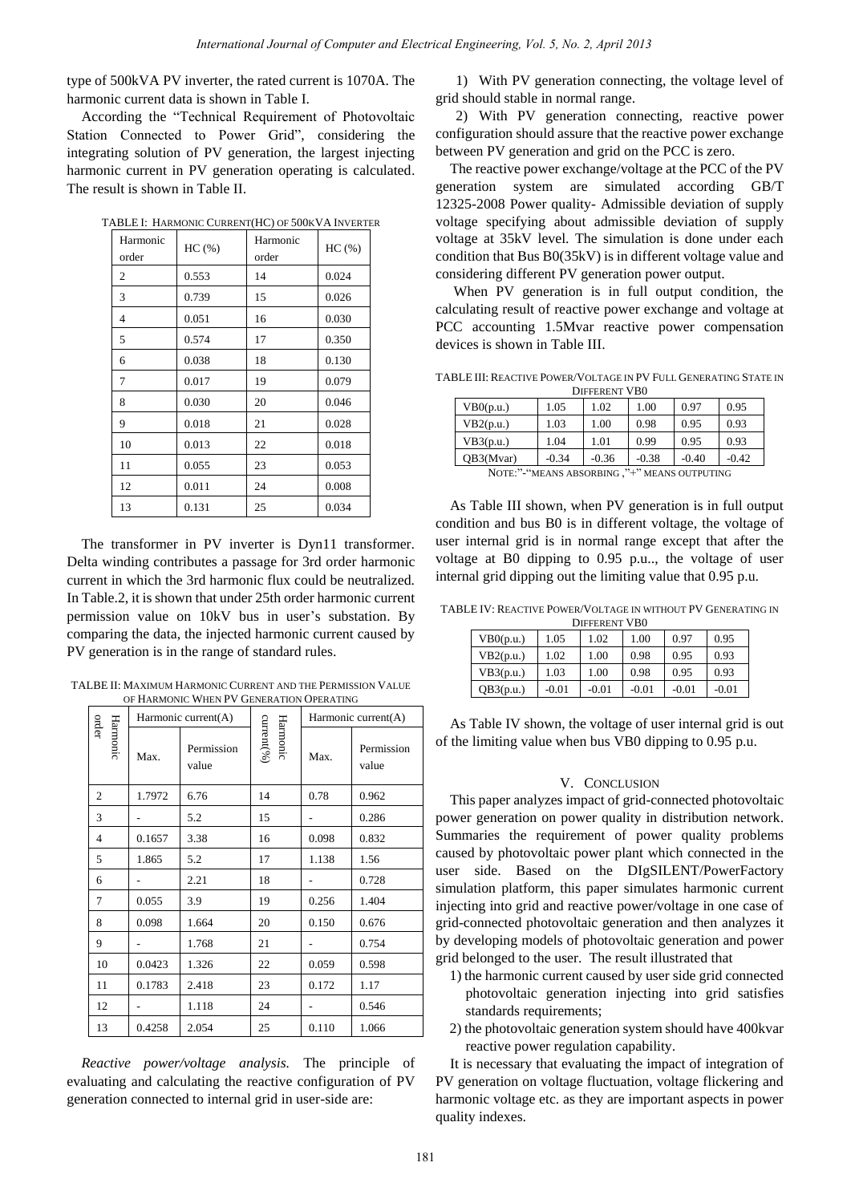type of 500kVA PV inverter, the rated current is 1070A. The harmonic current data is shown in Table I.

According the "Technical Requirement of Photovoltaic Station Connected to Power Grid", considering the integrating solution of PV generation, the largest injecting harmonic current in PV generation operating is calculated. The result is shown in Table II.

TABLE I: HARMONIC CURRENT(HC) OF 500KVA INVERTER

| Harmonic order | HC (%) | Harmonic order | HC (%) |
|---|---|---|---|
| 2 | 0.553 | 14 | 0.024 |
| 3 | 0.739 | 15 | 0.026 |
| 4 | 0.051 | 16 | 0.030 |
| 5 | 0.574 | 17 | 0.350 |
| 6 | 0.038 | 18 | 0.130 |
| 7 | 0.017 | 19 | 0.079 |
| 8 | 0.030 | 20 | 0.046 |
| 9 | 0.018 | 21 | 0.028 |
| 10 | 0.013 | 22 | 0.018 |
| 11 | 0.055 | 23 | 0.053 |
| 12 | 0.011 | 24 | 0.008 |
| 13 | 0.131 | 25 | 0.034 |

The transformer in PV inverter is Dyn11 transformer. Delta winding contributes a passage for 3rd order harmonic current in which the 3rd harmonic flux could be neutralized. In Table.2, it is shown that under 25th order harmonic current permission value on 10kV bus in user's substation. By comparing the data, the injected harmonic current caused by PV generation is in the range of standard rules.

TALBE II: MAXIMUM HARMONIC CURRENT AND THE PERMISSION VALUE OF HARMONIC WHEN PV GENERATION OPERATING

| Harmonic order | Harmonic current(A) | | Harmonic current(%) | Harmonic current(A) | |
|---|---|---|---|---|---|
| | Max. | Permission value | | Max. | Permission value |
| 2 | 1.7972 | 6.76 | 14 | 0.78 | 0.962 |
| 3 | - | 5.2 | 15 | - | 0.286 |
| 4 | 0.1657 | 3.38 | 16 | 0.098 | 0.832 |
| 5 | 1.865 | 5.2 | 17 | 1.138 | 1.56 |
| 6 | - | 2.21 | 18 | - | 0.728 |
| 7 | 0.055 | 3.9 | 19 | 0.256 | 1.404 |
| 8 | 0.098 | 1.664 | 20 | 0.150 | 0.676 |
| 9 | - | 1.768 | 21 | - | 0.754 |
| 10 | 0.0423 | 1.326 | 22 | 0.059 | 0.598 |
| 11 | 0.1783 | 2.418 | 23 | 0.172 | 1.17 |
| 12 | - | 1.118 | 24 | - | 0.546 |
| 13 | 0.4258 | 2.054 | 25 | 0.110 | 1.066 |

*Reactive power/voltage analysis.* The principle of evaluating and calculating the reactive configuration of PV generation connected to internal grid in user-side are:

1) With PV generation connecting, the voltage level of grid should stable in normal range.

2) With PV generation connecting, reactive power configuration should assure that the reactive power exchange between PV generation and grid on the PCC is zero.

The reactive power exchange/voltage at the PCC of the PV generation system are simulated according GB/T 12325-2008 Power quality- Admissible deviation of supply voltage specifying about admissible deviation of supply voltage at 35kV level. The simulation is done under each condition that Bus B0(35kV) is in different voltage value and considering different PV generation power output.

When PV generation is in full output condition, the calculating result of reactive power exchange and voltage at PCC accounting 1.5Mvar reactive power compensation devices is shown in Table III.

TABLE III: REACTIVE POWER/VOLTAGE IN PV FULL GENERATING STATE IN DIFFERENT VB0

| VB0(p.u.) | 1.05 | 1.02 | 1.00 | 0.97 | 0.95 |
|---|---|---|---|---|---|
| VB2(p.u.) | 1.03 | 1.00 | 0.98 | 0.95 | 0.93 |
| VB3(p.u.) | 1.04 | 1.01 | 0.99 | 0.95 | 0.93 |
| QB3(Mvar) | -0.34 | -0.36 | -0.38 | -0.40 | -0.42 |

NOTE:"-"MEANS ABSORBING ,"+" MEANS OUTPUTING

As Table III shown, when PV generation is in full output condition and bus B0 is in different voltage, the voltage of user internal grid is in normal range except that after the voltage at B0 dipping to 0.95 p.u.., the voltage of user internal grid dipping out the limiting value that 0.95 p.u.

TABLE IV: REACTIVE POWER/VOLTAGE IN WITHOUT PV GENERATING IN DIFFERENT VB0

| VB0(p.u.) | 1.05 | 1.02 | 1.00 | 0.97 | 0.95 |
|---|---|---|---|---|---|
| VB2(p.u.) | 1.02 | 1.00 | 0.98 | 0.95 | 0.93 |
| VB3(p.u.) | 1.03 | 1.00 | 0.98 | 0.95 | 0.93 |
| QB3(p.u.) | -0.01 | -0.01 | -0.01 | -0.01 | -0.01 |

As Table IV shown, the voltage of user internal grid is out of the limiting value when bus VB0 dipping to 0.95 p.u.

## V. CONCLUSION

This paper analyzes impact of grid-connected photovoltaic power generation on power quality in distribution network. Summaries the requirement of power quality problems caused by photovoltaic power plant which connected in the user side. Based on the DIgSILENT/PowerFactory simulation platform, this paper simulates harmonic current injecting into grid and reactive power/voltage in one case of grid-connected photovoltaic generation and then analyzes it by developing models of photovoltaic generation and power grid belonged to the user. The result illustrated that

1) the harmonic current caused by user side grid connected photovoltaic generation injecting into grid satisfies standards requirements;
2) the photovoltaic generation system should have 400kvar reactive power regulation capability.

It is necessary that evaluating the impact of integration of PV generation on voltage fluctuation, voltage flickering and harmonic voltage etc. as they are important aspects in power quality indexes.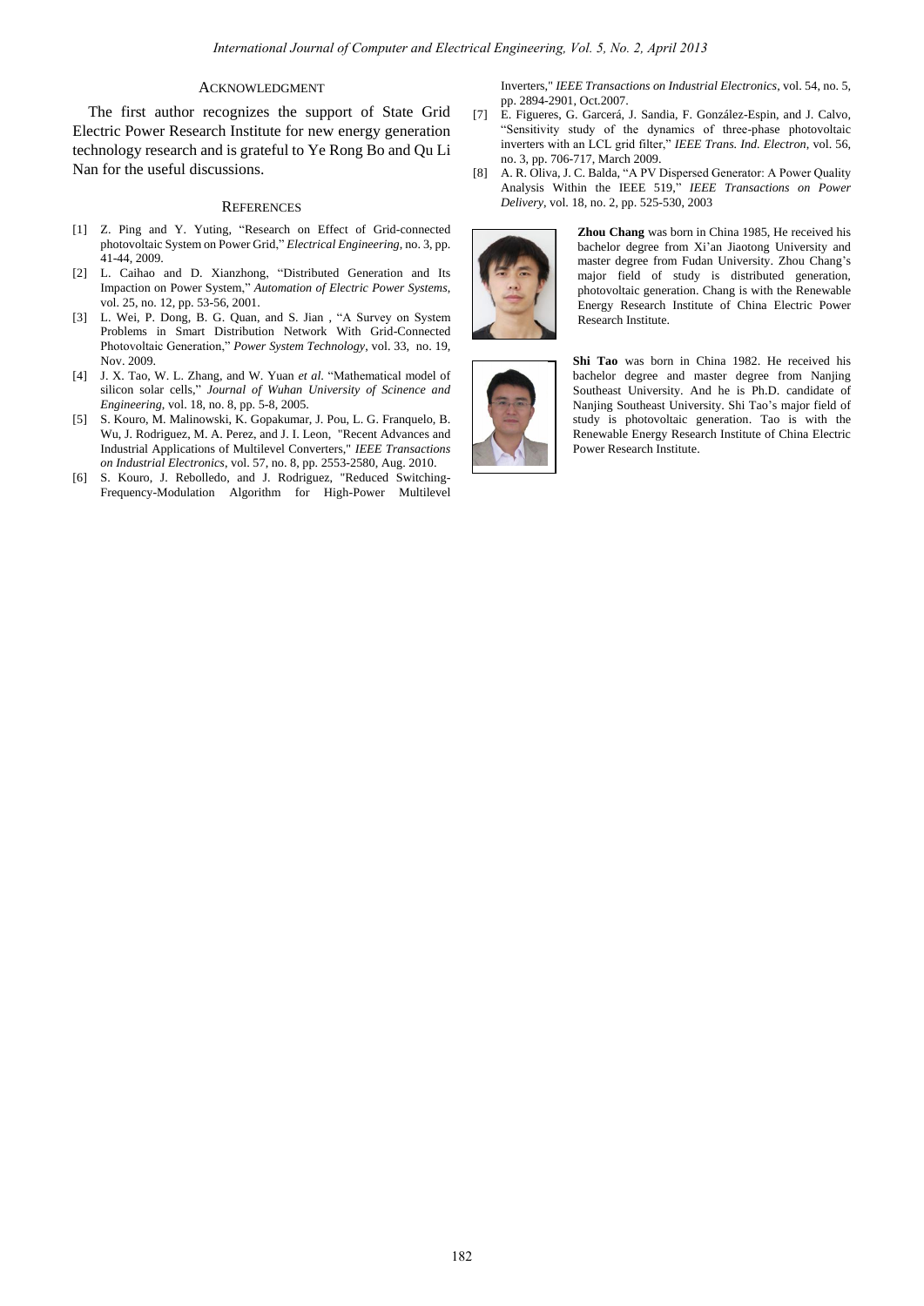## ACKNOWLEDGMENT

The first author recognizes the support of State Grid Electric Power Research Institute for new energy generation technology research and is grateful to Ye Rong Bo and Qu Li Nan for the useful discussions.

## REFERENCES

[1] Z. Ping and Y. Yuting, "Research on Effect of Grid-connected photovoltaic System on Power Grid," *Electrical Engineering*, no. 3, pp. 41-44, 2009.

[2] L. Caihao and D. Xianzhong, "Distributed Generation and Its Impaction on Power System," *Automation of Electric Power Systems*, vol. 25, no. 12, pp. 53-56, 2001.

[3] L. Wei, P. Dong, B. G. Quan, and S. Jian , "A Survey on System Problems in Smart Distribution Network With Grid-Connected Photovoltaic Generation," *Power System Technology*, vol. 33, no. 19, Nov. 2009.

[4] J. X. Tao, W. L. Zhang, and W. Yuan *et al*. "Mathematical model of silicon solar cells," *Journal of Wuhan University of Scinence and Engineering*, vol. 18, no. 8, pp. 5-8, 2005.

[5] S. Kouro, M. Malinowski, K. Gopakumar, J. Pou, L. G. Franquelo, B. Wu, J. Rodriguez, M. A. Perez, and J. I. Leon, "Recent Advances and Industrial Applications of Multilevel Converters," *IEEE Transactions on Industrial Electronics*, vol. 57, no. 8, pp. 2553-2580, Aug. 2010.

[6] S. Kouro, J. Rebolledo, and J. Rodriguez, "Reduced Switching-Frequency-Modulation Algorithm for High-Power Multilevel Inverters," *IEEE Transactions on Industrial Electronics*, vol. 54, no. 5, pp. 2894-2901, Oct.2007.

[7] E. Figueres, G. Garcerá, J. Sandia, F. González-Espin, and J. Calvo, "Sensitivity study of the dynamics of three-phase photovoltaic inverters with an LCL grid filter," *IEEE Trans. Ind. Electron*, vol. 56, no. 3, pp. 706-717, March 2009.

[8] A. R. Oliva, J. C. Balda, "A PV Dispersed Generator: A Power Quality Analysis Within the IEEE 519," *IEEE Transactions on Power Delivery*, vol. 18, no. 2, pp. 525-530, 2003

**Zhou Chang** was born in China 1985, He received his bachelor degree from Xi'an Jiaotong University and master degree from Fudan University. Zhou Chang's major field of study is distributed generation, photovoltaic generation. Chang is with the Renewable Energy Research Institute of China Electric Power Research Institute.

**Shi Tao** was born in China 1982. He received his bachelor degree and master degree from Nanjing Southeast University. And he is Ph.D. candidate of Nanjing Southeast University. Shi Tao's major field of study is photovoltaic generation. Tao is with the Renewable Energy Research Institute of China Electric Power Research Institute.